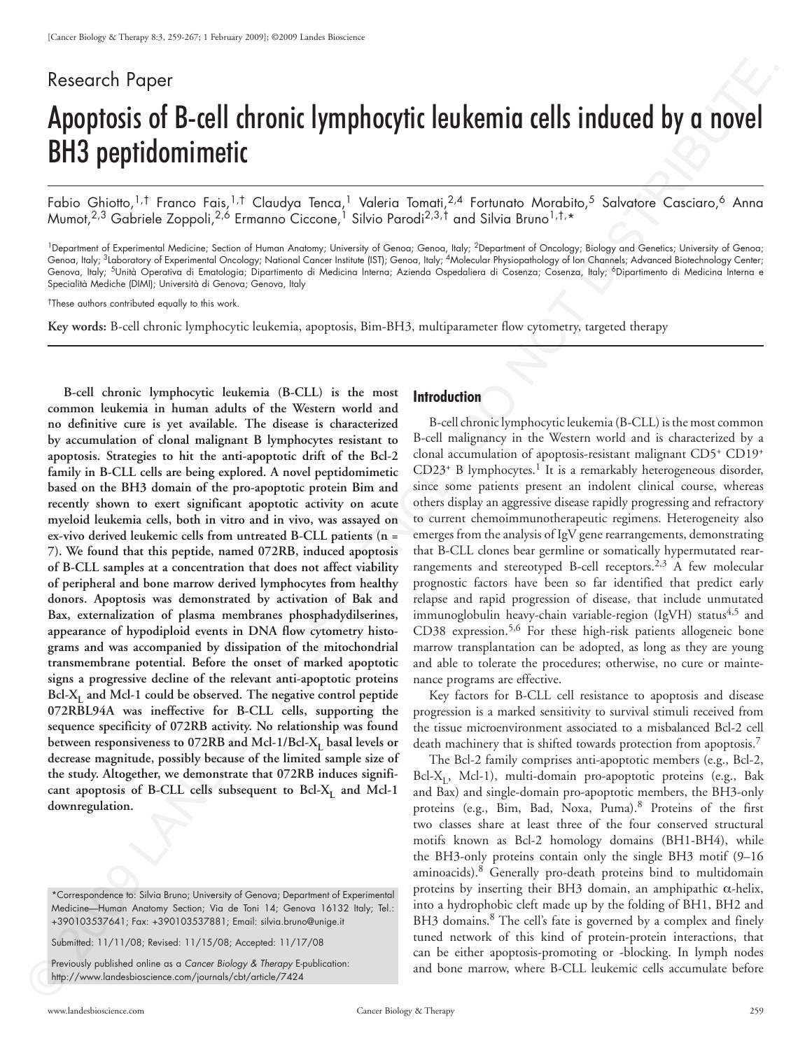Research Paper

# Apoptosis of B-cell chronic lymphocytic leukemia cells induced by a novel BH3 peptidomimetic

Fabio Ghiotto,[1,†] Franco Fais,[1,†] Claudya Tenca,[1] Valeria Tomati,[2,4] Fortunato Morabito,[5] Salvatore Casciaro,[6] Anna Mumot,[2,3] Gabriele Zoppoli,[2,6] Ermanno Ciccone,[1] Silvio Parodi[2,3,†] and Silvia Bruno[1,†,*]

[1]Department of Experimental Medicine; Section of Human Anatomy; University of Genoa; Genoa, Italy; [2]Department of Oncology; Biology and Genetics; University of Genoa; Genoa, Italy; [3]Laboratory of Experimental Oncology; National Cancer Institute (IST); Genoa, Italy; [4]Molecular Physiopathology of Ion Channels; Advanced Biotechnology Center; Genova, Italy; [5]Unità Operativa di Ematologia; Dipartimento di Medicina Interna; Azienda Ospedaliera di Cosenza; Cosenza, Italy; [6]Dipartimento di Medicina Interna e Specialità Mediche (DIMI); Università di Genova; Genova, Italy

†These authors contributed equally to this work.

**Key words:** B-cell chronic lymphocytic leukemia, apoptosis, Bim-BH3, multiparameter flow cytometry, targeted therapy

**B-cell chronic lymphocytic leukemia (B-CLL) is the most common leukemia in human adults of the Western world and no definitive cure is yet available. The disease is characterized by accumulation of clonal malignant B lymphocytes resistant to apoptosis. Strategies to hit the anti-apoptotic drift of the Bcl-2 family in B-CLL cells are being explored. A novel peptidomimetic based on the BH3 domain of the pro-apoptotic protein Bim and recently shown to exert significant apoptotic activity on acute myeloid leukemia cells, both in vitro and in vivo, was assayed on ex-vivo derived leukemic cells from untreated B-CLL patients (n = 7). We found that this peptide, named 072RB, induced apoptosis of B-CLL samples at a concentration that does not affect viability of peripheral and bone marrow derived lymphocytes from healthy donors. Apoptosis was demonstrated by activation of Bak and Bax, externalization of plasma membranes phosphadydilserines, appearance of hypodiploid events in DNA flow cytometry histograms and was accompanied by dissipation of the mitochondrial transmembrane potential. Before the onset of marked apoptotic signs a progressive decline of the relevant anti-apoptotic proteins Bcl-$X_L$ and Mcl-1 could be observed. The negative control peptide 072RBL94A was ineffective for B-CLL cells, supporting the sequence specificity of 072RB activity. No relationship was found between responsiveness to 072RB and Mcl-1/Bcl-$X_L$ basal levels or decrease magnitude, possibly because of the limited sample size of the study. Altogether, we demonstrate that 072RB induces significant apoptosis of B-CLL cells subsequent to Bcl-$X_L$ and Mcl-1 downregulation.**

*Correspondence to: Silvia Bruno; University of Genova; Department of Experimental Medicine—Human Anatomy Section; Via de Toni 14; Genova 16132 Italy; Tel.: +390103537641; Fax: +390103537881; Email: silvia.bruno@unige.it

Submitted: 11/11/08; Revised: 11/15/08; Accepted: 11/17/08

Previously published online as a *Cancer Biology & Therapy* E-publication: http://www.landesbioscience.com/journals/cbt/article/7424

## Introduction

B-cell chronic lymphocytic leukemia (B-CLL) is the most common B-cell malignancy in the Western world and is characterized by a clonal accumulation of apoptosis-resistant malignant $CD5^+$ $CD19^+$ $CD23^+$ B lymphocytes.[1] It is a remarkably heterogeneous disorder, since some patients present an indolent clinical course, whereas others display an aggressive disease rapidly progressing and refractory to current chemoimmunotherapeutic regimens. Heterogeneity also emerges from the analysis of IgV gene rearrangements, demonstrating that B-CLL clones bear germline or somatically hypermutated rearrangements and stereotyped B-cell receptors.[2,3] A few molecular prognostic factors have been so far identified that predict early relapse and rapid progression of disease, that include unmutated immunoglobulin heavy-chain variable-region (IgVH) status[4,5] and CD38 expression.[5,6] For these high-risk patients allogeneic bone marrow transplantation can be adopted, as long as they are young and able to tolerate the procedures; otherwise, no cure or maintenance programs are effective.

Key factors for B-CLL cell resistance to apoptosis and disease progression is a marked sensitivity to survival stimuli received from the tissue microenvironment associated to a misbalanced Bcl-2 cell death machinery that is shifted towards protection from apoptosis.[7]

The Bcl-2 family comprises anti-apoptotic members (e.g., Bcl-2, Bcl-$X_L$, Mcl-1), multi-domain pro-apoptotic proteins (e.g., Bak and Bax) and single-domain pro-apoptotic members, the BH3-only proteins (e.g., Bim, Bad, Noxa, Puma).[8] Proteins of the first two classes share at least three of the four conserved structural motifs known as Bcl-2 homology domains (BH1-BH4), while the BH3-only proteins contain only the single BH3 motif (9–16 aminoacids).[8] Generally pro-death proteins bind to multidomain proteins by inserting their BH3 domain, an amphipathic α-helix, into a hydrophobic cleft made up by the folding of BH1, BH2 and BH3 domains.[8] The cell's fate is governed by a complex and finely tuned network of this kind of protein-protein interactions, that can be either apoptosis-promoting or -blocking. In lymph nodes and bone marrow, where B-CLL leukemic cells accumulate before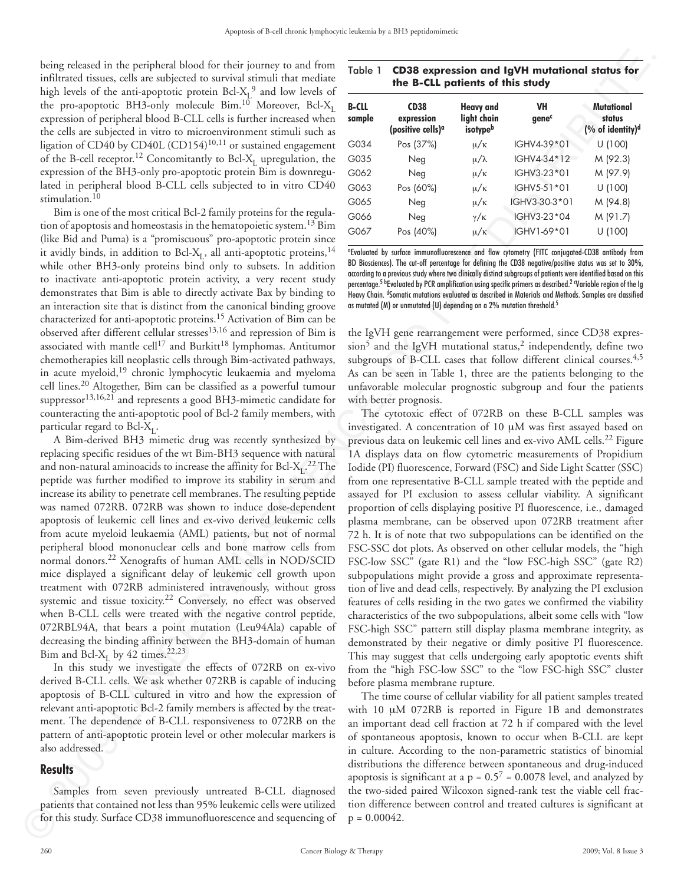being released in the peripheral blood for their journey to and from infiltrated tissues, cells are subjected to survival stimuli that mediate high levels of the anti-apoptotic protein Bcl-$X_L$[9] and low levels of the pro-apoptotic BH3-only molecule Bim.[10] Moreover, Bcl-$X_L$ expression of peripheral blood B-CLL cells is further increased when the cells are subjected in vitro to microenvironment stimuli such as ligation of CD40 by CD40L (CD154)[10,11] or sustained engagement of the B-cell receptor.[12] Concomitantly to Bcl-$X_L$ upregulation, the expression of the BH3-only pro-apoptotic protein Bim is downregulated in peripheral blood B-CLL cells subjected to in vitro CD40 stimulation.[10]

Bim is one of the most critical Bcl-2 family proteins for the regulation of apoptosis and homeostasis in the hematopoietic system.[13] Bim (like Bid and Puma) is a "promiscuous" pro-apoptotic protein since it avidly binds, in addition to Bcl-$X_L$, all anti-apoptotic proteins,[14] while other BH3-only proteins bind only to subsets. In addition to inactivate anti-apoptotic protein activity, a very recent study demonstrates that Bim is able to directly activate Bax by binding to an interaction site that is distinct from the canonical binding groove characterized for anti-apoptotic proteins.[15] Activation of Bim can be observed after different cellular stresses[13,16] and repression of Bim is associated with mantle cell[17] and Burkitt[18] lymphomas. Antitumor chemotherapies kill neoplastic cells through Bim-activated pathways, in acute myeloid,[19] chronic lymphocytic leukaemia and myeloma cell lines.[20] Altogether, Bim can be classified as a powerful tumour suppressor[13,16,21] and represents a good BH3-mimetic candidate for counteracting the anti-apoptotic pool of Bcl-2 family members, with particular regard to Bcl-$X_L$.

A Bim-derived BH3 mimetic drug was recently synthesized by replacing specific residues of the wt Bim-BH3 sequence with natural and non-natural aminoacids to increase the affinity for Bcl-$X_L$.[22] The peptide was further modified to improve its stability in serum and increase its ability to penetrate cell membranes. The resulting peptide was named 072RB. 072RB was shown to induce dose-dependent apoptosis of leukemic cell lines and ex-vivo derived leukemic cells from acute myeloid leukaemia (AML) patients, but not of normal peripheral blood mononuclear cells and bone marrow cells from normal donors.[22] Xenografts of human AML cells in NOD/SCID mice displayed a significant delay of leukemic cell growth upon treatment with 072RB administered intravenously, without gross systemic and tissue toxicity.[22] Conversely, no effect was observed when B-CLL cells were treated with the negative control peptide, 072RBL94A, that bears a point mutation (Leu94Ala) capable of decreasing the binding affinity between the BH3-domain of human Bim and Bcl-$X_L$ by 42 times.[22,23]

In this study we investigate the effects of 072RB on ex-vivo derived B-CLL cells. We ask whether 072RB is capable of inducing apoptosis of B-CLL cultured in vitro and how the expression of relevant anti-apoptotic Bcl-2 family members is affected by the treatment. The dependence of B-CLL responsiveness to 072RB on the pattern of anti-apoptotic protein level or other molecular markers is also addressed.

## Results

Samples from seven previously untreated B-CLL diagnosed patients that contained not less than 95% leukemic cells were utilized for this study. Surface CD38 immunofluorescence and sequencing of the IgVH gene rearrangement were performed, since CD38 expression[5] and the IgVH mutational status,[2] independently, define two subgroups of B-CLL cases that follow different clinical courses.[4,5] As can be seen in Table 1, three are the patients belonging to the unfavorable molecular prognostic subgroup and four the patients with better prognosis.

Table 1 **CD38 expression and IgVH mutational status for the B-CLL patients of this study**

| B-CLL sample | CD38 expression (positive cells)[a] | Heavy and light chain isotype[b] | VH gene[c] | Mutational status (% of identity)[d] |
|---|---|---|---|---|
| G034 | Pos (37%) | μ/κ | IGHV4-39*01 | U (100) |
| G035 | Neg | μ/λ | IGHV4-34*12 | M (92.3) |
| G062 | Neg | μ/κ | IGHV3-23*01 | M (97.9) |
| G063 | Pos (60%) | μ/κ | IGHV5-51*01 | U (100) |
| G065 | Neg | μ/κ | IGHV3-30-3*01 | M (94.8) |
| G066 | Neg | γ/κ | IGHV3-23*04 | M (91.7) |
| G067 | Pos (40%) | μ/κ | IGHV1-69*01 | U (100) |

[a]Evaluated by surface immunofluorescence and flow cytometry (FITC conjugated-CD38 antibody from BD Biosciences). The cut-off percentage for defining the CD38 negative/positive status was set to 30%, according to a previous study where two clinically distinct subgroups of patients were identified based on this percentage.[5] [b]Evaluated by PCR amplification using specific primers as described.[2] [c]Variable region of the Ig Heavy Chain. [d]Somatic mutations evaluated as described in Materials and Methods. Samples are classified as mutated (M) or unmutated (U) depending on a 2% mutation threshold.[5]

The cytotoxic effect of 072RB on these B-CLL samples was investigated. A concentration of 10 μM was first assayed based on previous data on leukemic cell lines and ex-vivo AML cells.[22] Figure 1A displays data on flow cytometric measurements of Propidium Iodide (PI) fluorescence, Forward (FSC) and Side Light Scatter (SSC) from one representative B-CLL sample treated with the peptide and assayed for PI exclusion to assess cellular viability. A significant proportion of cells displaying positive PI fluorescence, i.e., damaged plasma membrane, can be observed upon 072RB treatment after 72 h. It is of note that two subpopulations can be identified on the FSC-SSC dot plots. As observed on other cellular models, the "high FSC-low SSC" (gate R1) and the "low FSC-high SSC" (gate R2) subpopulations might provide a gross and approximate representation of live and dead cells, respectively. By analyzing the PI exclusion features of cells residing in the two gates we confirmed the viability characteristics of the two subpopulations, albeit some cells with "low FSC-high SSC" pattern still display plasma membrane integrity, as demonstrated by their negative or dimly positive PI fluorescence. This may suggest that cells undergoing early apoptotic events shift from the "high FSC-low SSC" to the "low FSC-high SSC" cluster before plasma membrane rupture.

The time course of cellular viability for all patient samples treated with 10 μM 072RB is reported in Figure 1B and demonstrates an important dead cell fraction at 72 h if compared with the level of spontaneous apoptosis, known to occur when B-CLL are kept in culture. According to the non-parametric statistics of binomial distributions the difference between spontaneous and drug-induced apoptosis is significant at a $p = 0.5^7 = 0.0078$ level, and analyzed by the two-sided paired Wilcoxon signed-rank test the viable cell fraction difference between control and treated cultures is significant at $p = 0.00042$.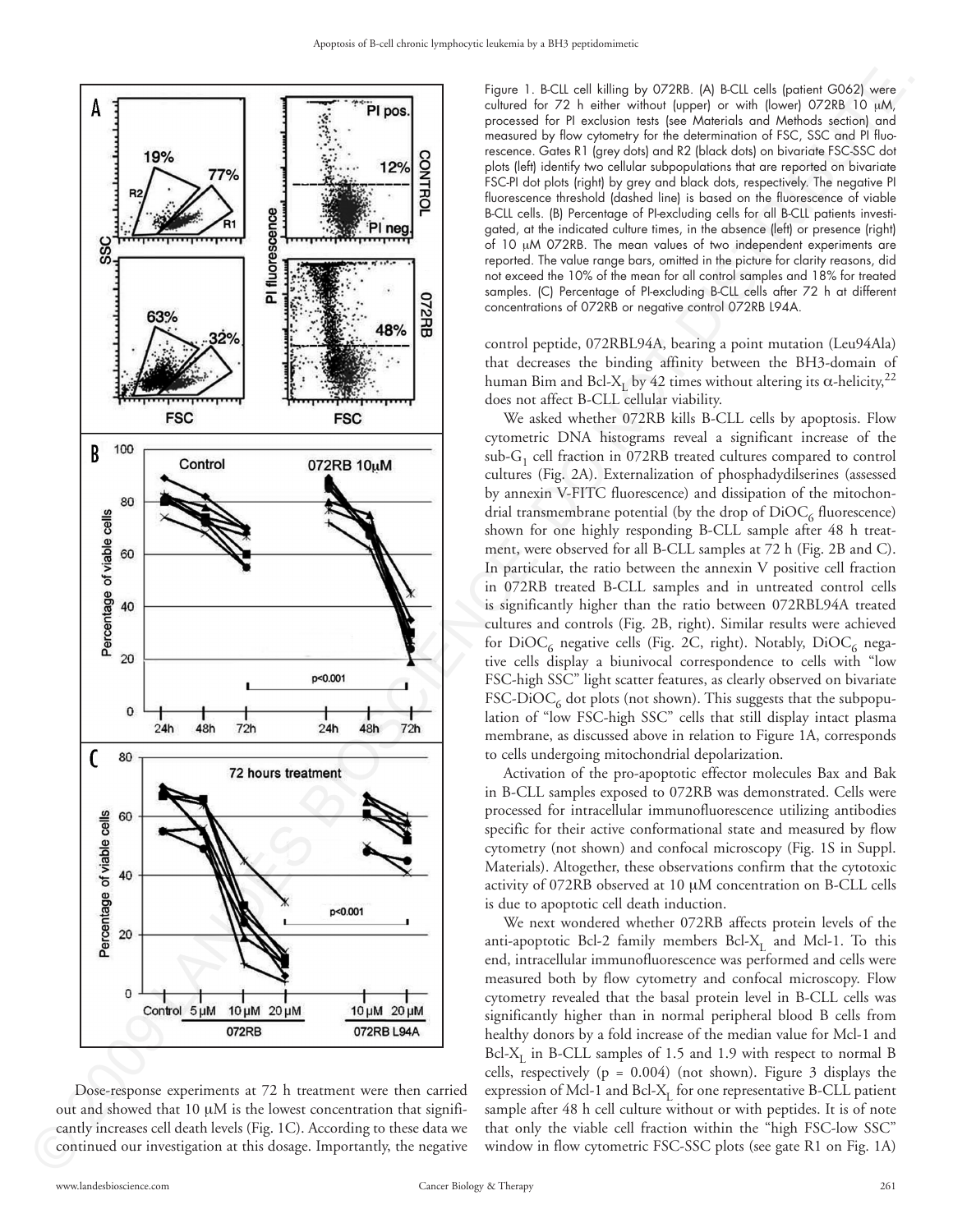Figure 1. B-CLL cell killing by 072RB. (A) B-CLL cells (patient G062) were cultured for 72 h either without (upper) or with (lower) 072RB 10 μM, processed for PI exclusion tests (see Materials and Methods section) and measured by flow cytometry for the determination of FSC, SSC and PI fluorescence. Gates R1 (grey dots) and R2 (black dots) on bivariate FSC-SSC dot plots (left) identify two cellular subpopulations that are reported on bivariate FSC-PI dot plots (right) by grey and black dots, respectively. The negative PI fluorescence threshold (dashed line) is based on the fluorescence of viable B-CLL cells. (B) Percentage of PI-excluding cells for all B-CLL patients investigated, at the indicated culture times, in the absence (left) or presence (right) of 10 μM 072RB. The mean values of two independent experiments are reported. The value range bars, omitted in the picture for clarity reasons, did not exceed the 10% of the mean for all control samples and 18% for treated samples. (C) Percentage of PI-excluding B-CLL cells after 72 h at different concentrations of 072RB or negative control 072RB L94A.

Dose-response experiments at 72 h treatment were then carried out and showed that 10 μM is the lowest concentration that significantly increases cell death levels (Fig. 1C). According to these data we continued our investigation at this dosage. Importantly, the negative control peptide, 072RBL94A, bearing a point mutation (Leu94Ala) that decreases the binding affinity between the BH3-domain of human Bim and Bcl-$X_L$ by 42 times without altering its α-helicity,[22] does not affect B-CLL cellular viability.

We asked whether 072RB kills B-CLL cells by apoptosis. Flow cytometric DNA histograms reveal a significant increase of the sub-$G_1$ cell fraction in 072RB treated cultures compared to control cultures (Fig. 2A). Externalization of phosphadydilserines (assessed by annexin V-FITC fluorescence) and dissipation of the mitochondrial transmembrane potential (by the drop of $DiOC_6$ fluorescence) shown for one highly responding B-CLL sample after 48 h treatment, were observed for all B-CLL samples at 72 h (Fig. 2B and C). In particular, the ratio between the annexin V positive cell fraction in 072RB treated B-CLL samples and in untreated control cells is significantly higher than the ratio between 072RBL94A treated cultures and controls (Fig. 2B, right). Similar results were achieved for $DiOC_6$ negative cells (Fig. 2C, right). Notably, $DiOC_6$ negative cells display a biunivocal correspondence to cells with "low FSC-high SSC" light scatter features, as clearly observed on bivariate FSC-$DiOC_6$ dot plots (not shown). This suggests that the subpopulation of "low FSC-high SSC" cells that still display intact plasma membrane, as discussed above in relation to Figure 1A, corresponds to cells undergoing mitochondrial depolarization.

Activation of the pro-apoptotic effector molecules Bax and Bak in B-CLL samples exposed to 072RB was demonstrated. Cells were processed for intracellular immunofluorescence utilizing antibodies specific for their active conformational state and measured by flow cytometry (not shown) and confocal microscopy (Fig. 1S in Suppl. Materials). Altogether, these observations confirm that the cytotoxic activity of 072RB observed at 10 μM concentration on B-CLL cells is due to apoptotic cell death induction.

We next wondered whether 072RB affects protein levels of the anti-apoptotic Bcl-2 family members Bcl-$X_L$ and Mcl-1. To this end, intracellular immunofluorescence was performed and cells were measured both by flow cytometry and confocal microscopy. Flow cytometry revealed that the basal protein level in B-CLL cells was significantly higher than in normal peripheral blood B cells from healthy donors by a fold increase of the median value for Mcl-1 and Bcl-$X_L$ in B-CLL samples of 1.5 and 1.9 with respect to normal B cells, respectively ($p = 0.004$) (not shown). Figure 3 displays the expression of Mcl-1 and Bcl-$X_L$ for one representative B-CLL patient sample after 48 h cell culture without or with peptides. It is of note that only the viable cell fraction within the "high FSC-low SSC" window in flow cytometric FSC-SSC plots (see gate R1 on Fig. 1A)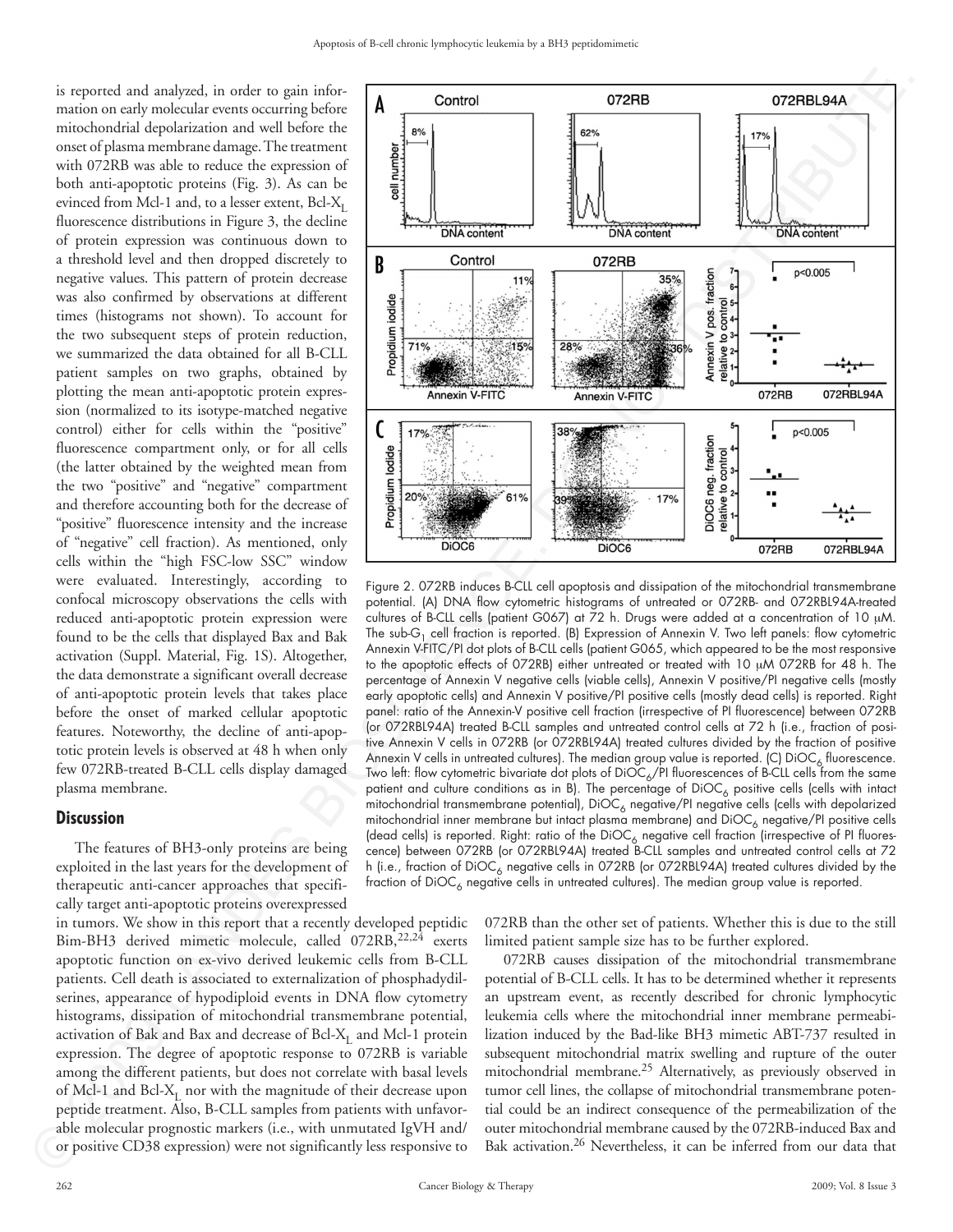is reported and analyzed, in order to gain information on early molecular events occurring before mitochondrial depolarization and well before the onset of plasma membrane damage. The treatment with 072RB was able to reduce the expression of both anti-apoptotic proteins (Fig. 3). As can be evinced from Mcl-1 and, to a lesser extent, Bcl-$X_L$ fluorescence distributions in Figure 3, the decline of protein expression was continuous down to a threshold level and then dropped discretely to negative values. This pattern of protein decrease was also confirmed by observations at different times (histograms not shown). To account for the two subsequent steps of protein reduction, we summarized the data obtained for all B-CLL patient samples on two graphs, obtained by plotting the mean anti-apoptotic protein expression (normalized to its isotype-matched negative control) either for cells within the "positive" fluorescence compartment only, or for all cells (the latter obtained by the weighted mean from the two "positive" and "negative" compartment and therefore accounting both for the decrease of "positive" fluorescence intensity and the increase of "negative" cell fraction). As mentioned, only cells within the "high FSC-low SSC" window were evaluated. Interestingly, according to confocal microscopy observations the cells with reduced anti-apoptotic protein expression were found to be the cells that displayed Bax and Bak activation (Suppl. Material, Fig. 1S). Altogether, the data demonstrate a significant overall decrease of anti-apoptotic protein levels that takes place before the onset of marked cellular apoptotic features. Noteworthy, the decline of anti-apoptotic protein levels is observed at 48 h when only few 072RB-treated B-CLL cells display damaged plasma membrane.

Figure 2. 072RB induces B-CLL cell apoptosis and dissipation of the mitochondrial transmembrane potential. (A) DNA flow cytometric histograms of untreated or 072RB- and 072RBL94A-treated cultures of B-CLL cells (patient G067) at 72 h. Drugs were added at a concentration of 10 μM. The sub-$G_1$ cell fraction is reported. (B) Expression of Annexin V. Two left panels: flow cytometric Annexin V-FITC/PI dot plots of B-CLL cells (patient G065, which appeared to be the most responsive to the apoptotic effects of 072RB) either untreated or treated with 10 μM 072RB for 48 h. The percentage of Annexin V negative cells (viable cells), Annexin V positive/PI negative cells (mostly early apoptotic cells) and Annexin V positive/PI positive cells (mostly dead cells) is reported. Right panel: ratio of the Annexin-V positive cell fraction (irrespective of PI fluorescence) between 072RB (or 072RBL94A) treated B-CLL samples and untreated control cells at 72 h (i.e., fraction of positive Annexin V cells in 072RB (or 072RBL94A) treated cultures divided by the fraction of positive Annexin V cells in untreated cultures). The median group value is reported. (C) $DiOC_6$ fluorescence. Two left: flow cytometric bivariate dot plots of $DiOC_6$/PI fluorescences of B-CLL cells from the same patient and culture conditions as in B). The percentage of $DiOC_6$ positive cells (cells with intact mitochondrial transmembrane potential), $DiOC_6$ negative/PI negative cells (cells with depolarized mitochondrial inner membrane but intact plasma membrane) and $DiOC_6$ negative/PI positive cells (dead cells) is reported. Right: ratio of the $DiOC_6$ negative cell fraction (irrespective of PI fluorescence) between 072RB (or 072RBL94A) treated B-CLL samples and untreated control cells at 72 h (i.e., fraction of $DiOC_6$ negative cells in 072RB (or 072RBL94A) treated cultures divided by the fraction of $DiOC_6$ negative cells in untreated cultures). The median group value is reported.

## Discussion

The features of BH3-only proteins are being exploited in the last years for the development of therapeutic anti-cancer approaches that specifically target anti-apoptotic proteins overexpressed in tumors. We show in this report that a recently developed peptidic Bim-BH3 derived mimetic molecule, called 072RB,[22,24] exerts apoptotic function on ex-vivo derived leukemic cells from B-CLL patients. Cell death is associated to externalization of phosphadydilserines, appearance of hypodiploid events in DNA flow cytometry histograms, dissipation of mitochondrial transmembrane potential, activation of Bak and Bax and decrease of Bcl-$X_L$ and Mcl-1 protein expression. The degree of apoptotic response to 072RB is variable among the different patients, but does not correlate with basal levels of Mcl-1 and Bcl-$X_L$ nor with the magnitude of their decrease upon peptide treatment. Also, B-CLL samples from patients with unfavorable molecular prognostic markers (i.e., with unmutated IgVH and/or positive CD38 expression) were not significantly less responsive to 072RB than the other set of patients. Whether this is due to the still limited patient sample size has to be further explored.

072RB causes dissipation of the mitochondrial transmembrane potential of B-CLL cells. It has to be determined whether it represents an upstream event, as recently described for chronic lymphocytic leukemia cells where the mitochondrial inner membrane permeabilization induced by the Bad-like BH3 mimetic ABT-737 resulted in subsequent mitochondrial matrix swelling and rupture of the outer mitochondrial membrane.[25] Alternatively, as previously observed in tumor cell lines, the collapse of mitochondrial transmembrane potential could be an indirect consequence of the permeabilization of the outer mitochondrial membrane caused by the 072RB-induced Bax and Bak activation.[26] Nevertheless, it can be inferred from our data that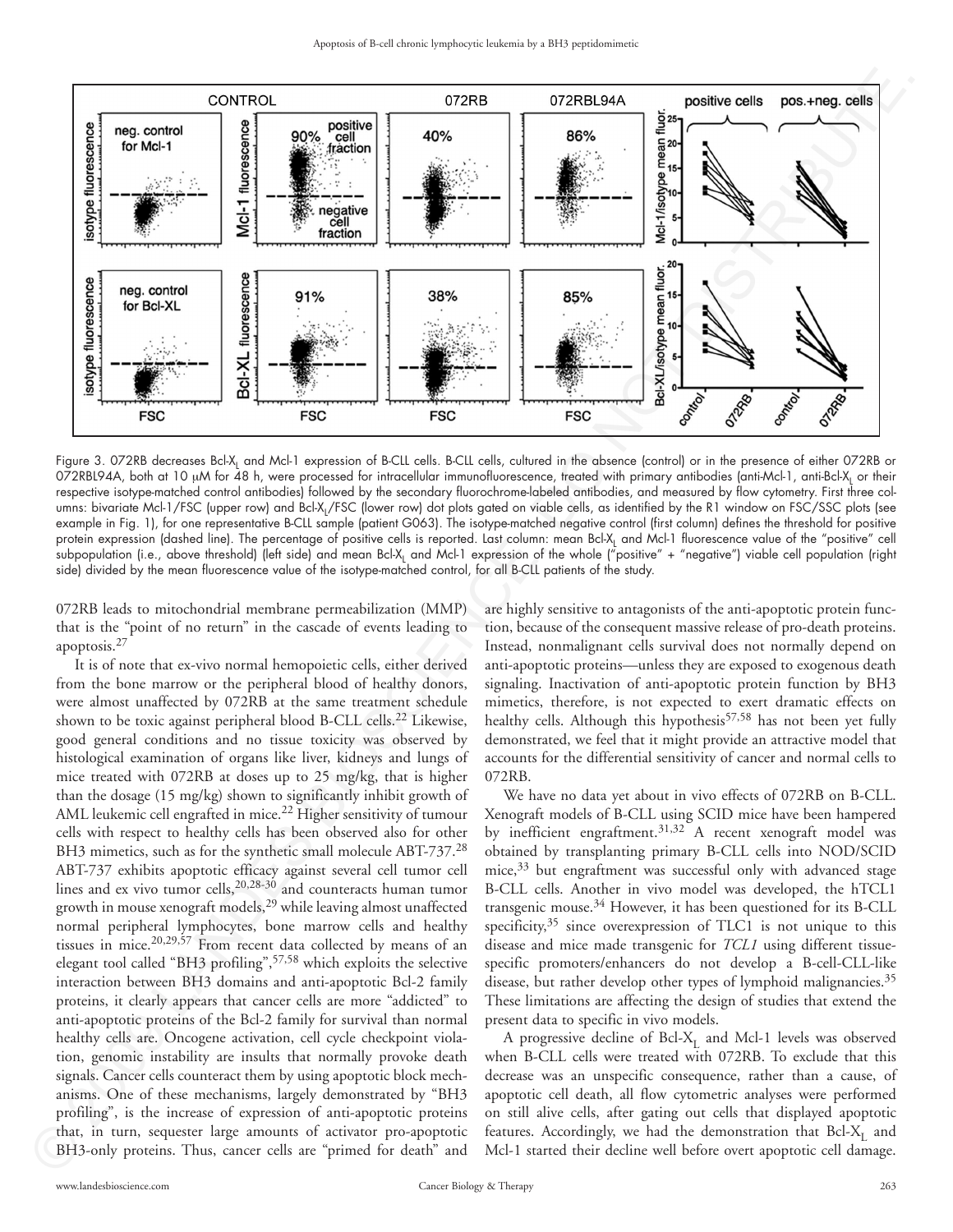Figure 3. 072RB decreases Bcl-$X_L$ and Mcl-1 expression of B-CLL cells. B-CLL cells, cultured in the absence (control) or in the presence of either 072RB or 072RBL94A, both at 10 μM for 48 h, were processed for intracellular immunofluorescence, treated with primary antibodies (anti-Mcl-1, anti-Bcl-$X_L$ or their respective isotype-matched control antibodies) followed by the secondary fluorochrome-labeled antibodies, and measured by flow cytometry. First three columns: bivariate Mcl-1/FSC (upper row) and Bcl-$X_L$/FSC (lower row) dot plots gated on viable cells, as identified by the R1 window on FSC/SSC plots (see example in Fig. 1), for one representative B-CLL sample (patient G063). The isotype-matched negative control (first column) defines the threshold for positive protein expression (dashed line). The percentage of positive cells is reported. Last column: mean Bcl-$X_L$ and Mcl-1 fluorescence value of the "positive" cell subpopulation (i.e., above threshold) (left side) and mean Bcl-$X_L$ and Mcl-1 expression of the whole ("positive" + "negative") viable cell population (right side) divided by the mean fluorescence value of the isotype-matched control, for all B-CLL patients of the study.

072RB leads to mitochondrial membrane permeabilization (MMP) that is the "point of no return" in the cascade of events leading to apoptosis.[27]

It is of note that ex-vivo normal hemopoietic cells, either derived from the bone marrow or the peripheral blood of healthy donors, were almost unaffected by 072RB at the same treatment schedule shown to be toxic against peripheral blood B-CLL cells.[22] Likewise, good general conditions and no tissue toxicity was observed by histological examination of organs like liver, kidneys and lungs of mice treated with 072RB at doses up to 25 mg/kg, that is higher than the dosage (15 mg/kg) shown to significantly inhibit growth of AML leukemic cell engrafted in mice.[22] Higher sensitivity of tumour cells with respect to healthy cells has been observed also for other BH3 mimetics, such as for the synthetic small molecule ABT-737.[28] ABT-737 exhibits apoptotic efficacy against several cell tumor cell lines and ex vivo tumor cells,[20,28-30] and counteracts human tumor growth in mouse xenograft models,[29] while leaving almost unaffected normal peripheral lymphocytes, bone marrow cells and healthy tissues in mice.[20,29,57] From recent data collected by means of an elegant tool called "BH3 profiling",[57,58] which exploits the selective interaction between BH3 domains and anti-apoptotic Bcl-2 family proteins, it clearly appears that cancer cells are more "addicted" to anti-apoptotic proteins of the Bcl-2 family for survival than normal healthy cells are. Oncogene activation, cell cycle checkpoint violation, genomic instability are insults that normally provoke death signals. Cancer cells counteract them by using apoptotic block mechanisms. One of these mechanisms, largely demonstrated by "BH3 profiling", is the increase of expression of anti-apoptotic proteins that, in turn, sequester large amounts of activator pro-apoptotic BH3-only proteins. Thus, cancer cells are "primed for death" and are highly sensitive to antagonists of the anti-apoptotic protein function, because of the consequent massive release of pro-death proteins. Instead, nonmalignant cells survival does not normally depend on anti-apoptotic proteins—unless they are exposed to exogenous death signaling. Inactivation of anti-apoptotic protein function by BH3 mimetics, therefore, is not expected to exert dramatic effects on healthy cells. Although this hypothesis[57,58] has not been yet fully demonstrated, we feel that it might provide an attractive model that accounts for the differential sensitivity of cancer and normal cells to 072RB.

We have no data yet about in vivo effects of 072RB on B-CLL. Xenograft models of B-CLL using SCID mice have been hampered by inefficient engraftment.[31,32] A recent xenograft model was obtained by transplanting primary B-CLL cells into NOD/SCID mice,[33] but engraftment was successful only with advanced stage B-CLL cells. Another in vivo model was developed, the hTCL1 transgenic mouse.[34] However, it has been questioned for its B-CLL specificity,[35] since overexpression of TLC1 is not unique to this disease and mice made transgenic for *TCL1* using different tissue-specific promoters/enhancers do not develop a B-cell-CLL-like disease, but rather develop other types of lymphoid malignancies.[35] These limitations are affecting the design of studies that extend the present data to specific in vivo models.

A progressive decline of Bcl-$X_L$ and Mcl-1 levels was observed when B-CLL cells were treated with 072RB. To exclude that this decrease was an unspecific consequence, rather than a cause, of apoptotic cell death, all flow cytometric analyses were performed on still alive cells, after gating out cells that displayed apoptotic features. Accordingly, we had the demonstration that Bcl-$X_L$ and Mcl-1 started their decline well before overt apoptotic cell damage.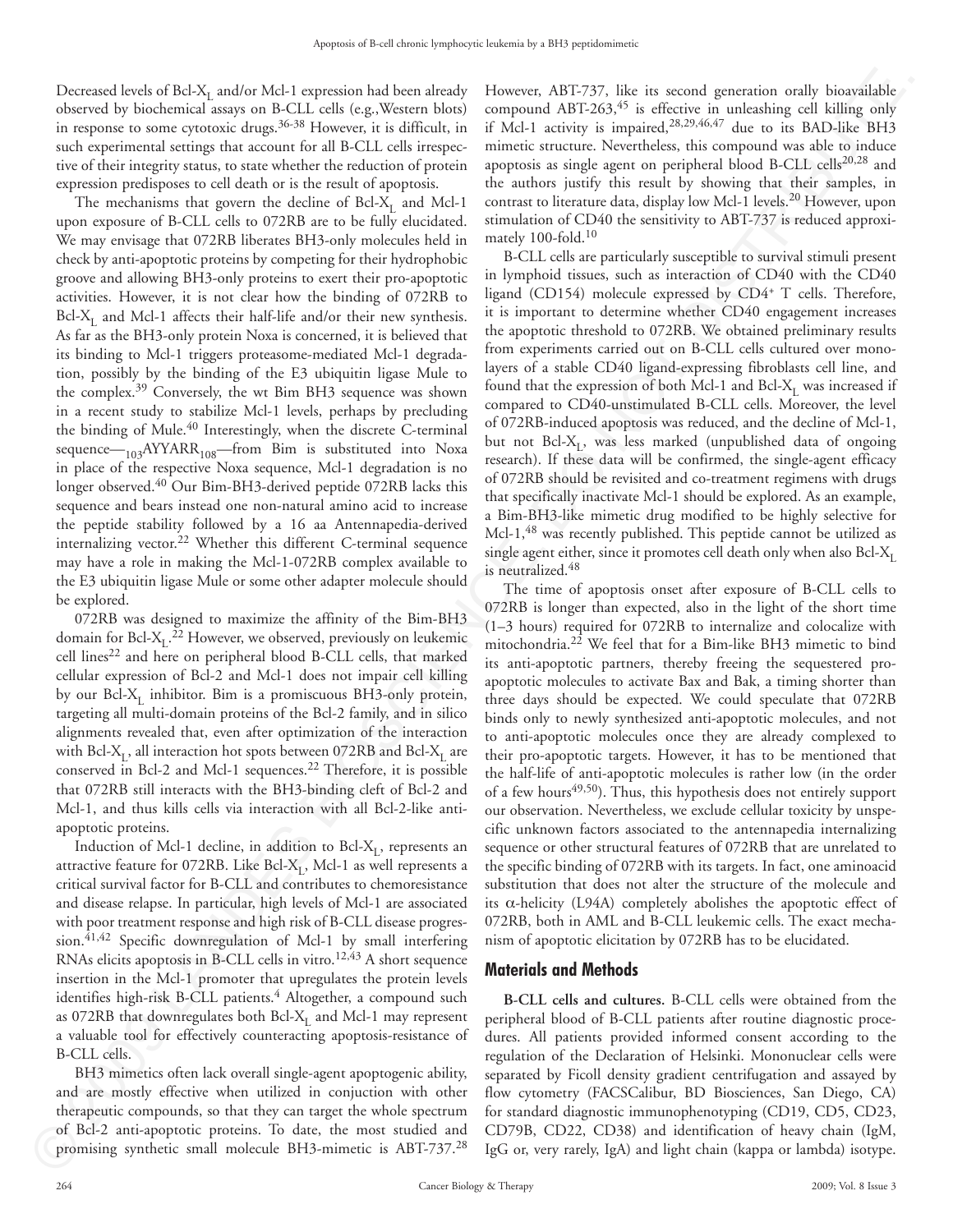Decreased levels of Bcl-$X_L$ and/or Mcl-1 expression had been already observed by biochemical assays on B-CLL cells (e.g.,Western blots) in response to some cytotoxic drugs.[36-38] However, it is difficult, in such experimental settings that account for all B-CLL cells irrespective of their integrity status, to state whether the reduction of protein expression predisposes to cell death or is the result of apoptosis.

The mechanisms that govern the decline of Bcl-$X_L$ and Mcl-1 upon exposure of B-CLL cells to 072RB are to be fully elucidated. We may envisage that 072RB liberates BH3-only molecules held in check by anti-apoptotic proteins by competing for their hydrophobic groove and allowing BH3-only proteins to exert their pro-apoptotic activities. However, it is not clear how the binding of 072RB to Bcl-$X_L$ and Mcl-1 affects their half-life and/or their new synthesis. As far as the BH3-only protein Noxa is concerned, it is believed that its binding to Mcl-1 triggers proteasome-mediated Mcl-1 degradation, possibly by the binding of the E3 ubiquitin ligase Mule to the complex.[39] Conversely, the wt Bim BH3 sequence was shown in a recent study to stabilize Mcl-1 levels, perhaps by precluding the binding of Mule.[40] Interestingly, when the discrete C-terminal sequence—$_{103}$AYYARR$_{108}$—from Bim is substituted into Noxa in place of the respective Noxa sequence, Mcl-1 degradation is no longer observed.[40] Our Bim-BH3-derived peptide 072RB lacks this sequence and bears instead one non-natural amino acid to increase the peptide stability followed by a 16 aa Antennapedia-derived internalizing vector.[22] Whether this different C-terminal sequence may have a role in making the Mcl-1-072RB complex available to the E3 ubiquitin ligase Mule or some other adapter molecule should be explored.

072RB was designed to maximize the affinity of the Bim-BH3 domain for Bcl-$X_L$.[22] However, we observed, previously on leukemic cell lines[22] and here on peripheral blood B-CLL cells, that marked cellular expression of Bcl-2 and Mcl-1 does not impair cell killing by our Bcl-$X_L$ inhibitor. Bim is a promiscuous BH3-only protein, targeting all multi-domain proteins of the Bcl-2 family, and in silico alignments revealed that, even after optimization of the interaction with Bcl-$X_L$, all interaction hot spots between 072RB and Bcl-$X_L$ are conserved in Bcl-2 and Mcl-1 sequences.[22] Therefore, it is possible that 072RB still interacts with the BH3-binding cleft of Bcl-2 and Mcl-1, and thus kills cells via interaction with all Bcl-2-like anti-apoptotic proteins.

Induction of Mcl-1 decline, in addition to Bcl-$X_L$, represents an attractive feature for 072RB. Like Bcl-$X_L$, Mcl-1 as well represents a critical survival factor for B-CLL and contributes to chemoresistance and disease relapse. In particular, high levels of Mcl-1 are associated with poor treatment response and high risk of B-CLL disease progression.[41,42] Specific downregulation of Mcl-1 by small interfering RNAs elicits apoptosis in B-CLL cells in vitro.[12,43] A short sequence insertion in the Mcl-1 promoter that upregulates the protein levels identifies high-risk B-CLL patients.[4] Altogether, a compound such as 072RB that downregulates both Bcl-$X_L$ and Mcl-1 may represent a valuable tool for effectively counteracting apoptosis-resistance of B-CLL cells.

BH3 mimetics often lack overall single-agent apoptogenic ability, and are mostly effective when utilized in conjuction with other therapeutic compounds, so that they can target the whole spectrum of Bcl-2 anti-apoptotic proteins. To date, the most studied and promising synthetic small molecule BH3-mimetic is ABT-737.[28] However, ABT-737, like its second generation orally bioavailable compound ABT-263,[45] is effective in unleashing cell killing only if Mcl-1 activity is impaired,[28,29,46,47] due to its BAD-like BH3 mimetic structure. Nevertheless, this compound was able to induce apoptosis as single agent on peripheral blood B-CLL cells[20,28] and the authors justify this result by showing that their samples, in contrast to literature data, display low Mcl-1 levels.[20] However, upon stimulation of CD40 the sensitivity to ABT-737 is reduced approximately 100-fold.[10]

B-CLL cells are particularly susceptible to survival stimuli present in lymphoid tissues, such as interaction of CD40 with the CD40 ligand (CD154) molecule expressed by CD4$^+$ T cells. Therefore, it is important to determine whether CD40 engagement increases the apoptotic threshold to 072RB. We obtained preliminary results from experiments carried out on B-CLL cells cultured over monolayers of a stable CD40 ligand-expressing fibroblasts cell line, and found that the expression of both Mcl-1 and Bcl-$X_L$ was increased if compared to CD40-unstimulated B-CLL cells. Moreover, the level of 072RB-induced apoptosis was reduced, and the decline of Mcl-1, but not Bcl-$X_L$, was less marked (unpublished data of ongoing research). If these data will be confirmed, the single-agent efficacy of 072RB should be revisited and co-treatment regimens with drugs that specifically inactivate Mcl-1 should be explored. As an example, a Bim-BH3-like mimetic drug modified to be highly selective for Mcl-1,[48] was recently published. This peptide cannot be utilized as single agent either, since it promotes cell death only when also Bcl-$X_L$ is neutralized.[48]

The time of apoptosis onset after exposure of B-CLL cells to 072RB is longer than expected, also in the light of the short time (1–3 hours) required for 072RB to internalize and colocalize with mitochondria.[22] We feel that for a Bim-like BH3 mimetic to bind its anti-apoptotic partners, thereby freeing the sequestered pro-apoptotic molecules to activate Bax and Bak, a timing shorter than three days should be expected. We could speculate that 072RB binds only to newly synthesized anti-apoptotic molecules, and not to anti-apoptotic molecules once they are already complexed to their pro-apoptotic targets. However, it has to be mentioned that the half-life of anti-apoptotic molecules is rather low (in the order of a few hours[49,50]). Thus, this hypothesis does not entirely support our observation. Nevertheless, we exclude cellular toxicity by unspecific unknown factors associated to the antennapedia internalizing sequence or other structural features of 072RB that are unrelated to the specific binding of 072RB with its targets. In fact, one aminoacid substitution that does not alter the structure of the molecule and its α-helicity (L94A) completely abolishes the apoptotic effect of 072RB, both in AML and B-CLL leukemic cells. The exact mechanism of apoptotic elicitation by 072RB has to be elucidated.

## Materials and Methods

**B-CLL cells and cultures.** B-CLL cells were obtained from the peripheral blood of B-CLL patients after routine diagnostic procedures. All patients provided informed consent according to the regulation of the Declaration of Helsinki. Mononuclear cells were separated by Ficoll density gradient centrifugation and assayed by flow cytometry (FACSCalibur, BD Biosciences, San Diego, CA) for standard diagnostic immunophenotyping (CD19, CD5, CD23, CD79B, CD22, CD38) and identification of heavy chain (IgM, IgG or, very rarely, IgA) and light chain (kappa or lambda) isotype.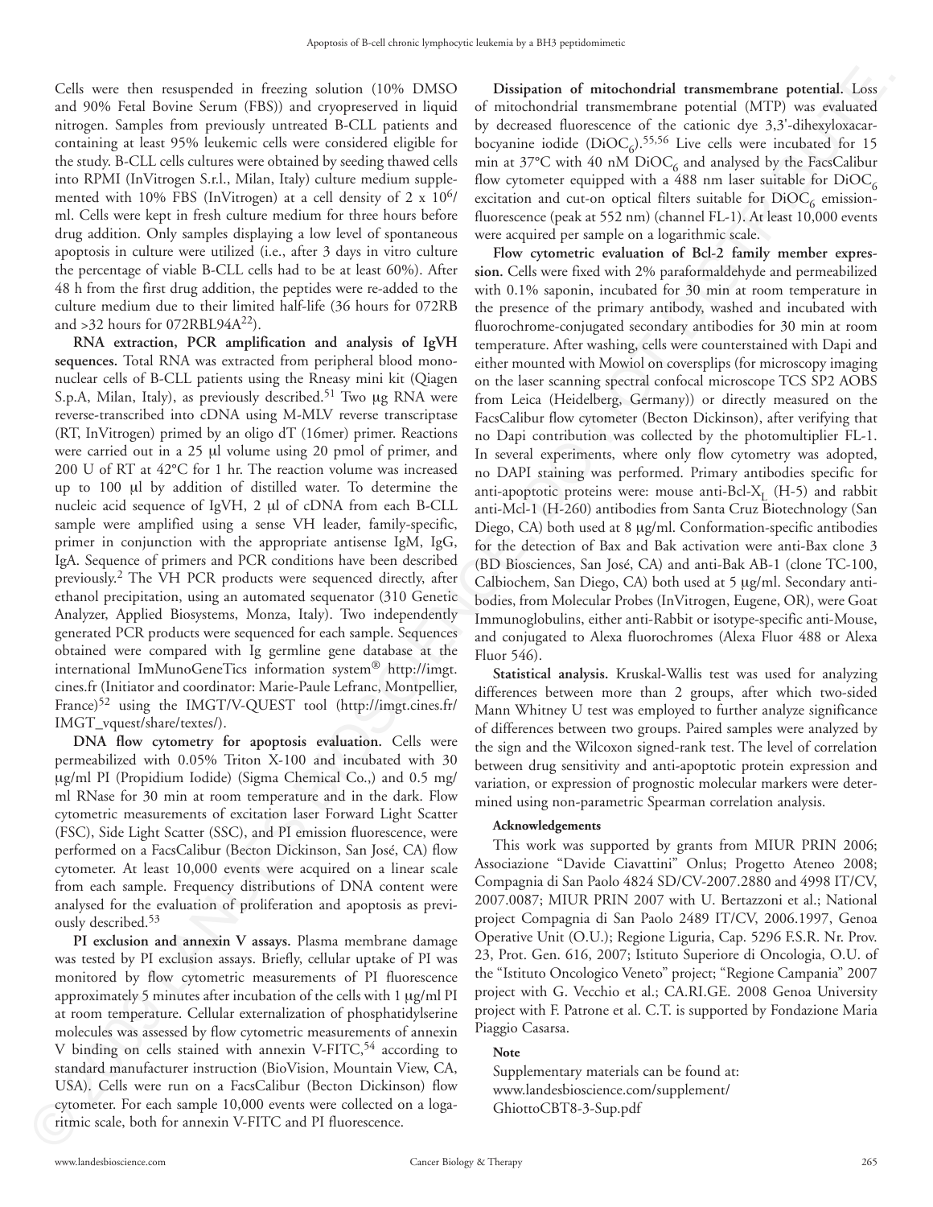Cells were then resuspended in freezing solution (10% DMSO and 90% Fetal Bovine Serum (FBS)) and cryopreserved in liquid nitrogen. Samples from previously untreated B-CLL patients and containing at least 95% leukemic cells were considered eligible for the study. B-CLL cells cultures were obtained by seeding thawed cells into RPMI (InVitrogen S.r.l., Milan, Italy) culture medium supplemented with 10% FBS (InVitrogen) at a cell density of 2 x $10^6$/ml. Cells were kept in fresh culture medium for three hours before drug addition. Only samples displaying a low level of spontaneous apoptosis in culture were utilized (i.e., after 3 days in vitro culture the percentage of viable B-CLL cells had to be at least 60%). After 48 h from the first drug addition, the peptides were re-added to the culture medium due to their limited half-life (36 hours for 072RB and >32 hours for 072RBL94A[22]).

**RNA extraction, PCR amplification and analysis of IgVH sequences.** Total RNA was extracted from peripheral blood mononuclear cells of B-CLL patients using the Rneasy mini kit (Qiagen S.p.A, Milan, Italy), as previously described.[51] Two μg RNA were reverse-transcribed into cDNA using M-MLV reverse transcriptase (RT, InVitrogen) primed by an oligo dT (16mer) primer. Reactions were carried out in a 25 μl volume using 20 pmol of primer, and 200 U of RT at 42°C for 1 hr. The reaction volume was increased up to 100 μl by addition of distilled water. To determine the nucleic acid sequence of IgVH, 2 μl of cDNA from each B-CLL sample were amplified using a sense VH leader, family-specific, primer in conjunction with the appropriate antisense IgM, IgG, IgA. Sequence of primers and PCR conditions have been described previously.[2] The VH PCR products were sequenced directly, after ethanol precipitation, using an automated sequenator (310 Genetic Analyzer, Applied Biosystems, Monza, Italy). Two independently generated PCR products were sequenced for each sample. Sequences obtained were compared with Ig germline gene database at the international ImMunoGeneTics information system® http://imgt.cines.fr (Initiator and coordinator: Marie-Paule Lefranc, Montpellier, France)[52] using the IMGT/V-QUEST tool (http://imgt.cines.fr/IMGT_vquest/share/textes/).

**DNA flow cytometry for apoptosis evaluation.** Cells were permeabilized with 0.05% Triton X-100 and incubated with 30 μg/ml PI (Propidium Iodide) (Sigma Chemical Co.,) and 0.5 mg/ml RNase for 30 min at room temperature and in the dark. Flow cytometric measurements of excitation laser Forward Light Scatter (FSC), Side Light Scatter (SSC), and PI emission fluorescence, were performed on a FacsCalibur (Becton Dickinson, San José, CA) flow cytometer. At least 10,000 events were acquired on a linear scale from each sample. Frequency distributions of DNA content were analysed for the evaluation of proliferation and apoptosis as previously described.[53]

**PI exclusion and annexin V assays.** Plasma membrane damage was tested by PI exclusion assays. Briefly, cellular uptake of PI was monitored by flow cytometric measurements of PI fluorescence approximately 5 minutes after incubation of the cells with 1 μg/ml PI at room temperature. Cellular externalization of phosphatidylserine molecules was assessed by flow cytometric measurements of annexin V binding on cells stained with annexin V-FITC,[54] according to standard manufacturer instruction (BioVision, Mountain View, CA, USA). Cells were run on a FacsCalibur (Becton Dickinson) flow cytometer. For each sample 10,000 events were collected on a logaritmic scale, both for annexin V-FITC and PI fluorescence.

**Dissipation of mitochondrial transmembrane potential.** Loss of mitochondrial transmembrane potential (MTP) was evaluated by decreased fluorescence of the cationic dye 3,3'-dihexyloxacarbocyanine iodide ($DiOC_6$).[55,56] Live cells were incubated for 15 min at 37°C with 40 nM $DiOC_6$ and analysed by the FacsCalibur flow cytometer equipped with a 488 nm laser suitable for $DiOC_6$ excitation and cut-on optical filters suitable for $DiOC_6$ emission-fluorescence (peak at 552 nm) (channel FL-1). At least 10,000 events were acquired per sample on a logarithmic scale.

**Flow cytometric evaluation of Bcl-2 family member expression.** Cells were fixed with 2% paraformaldehyde and permeabilized with 0.1% saponin, incubated for 30 min at room temperature in the presence of the primary antibody, washed and incubated with fluorochrome-conjugated secondary antibodies for 30 min at room temperature. After washing, cells were counterstained with Dapi and either mounted with Mowiol on coverslips (for microscopy imaging on the laser scanning spectral confocal microscope TCS SP2 AOBS from Leica (Heidelberg, Germany)) or directly measured on the FacsCalibur flow cytometer (Becton Dickinson), after verifying that no Dapi contribution was collected by the photomultiplier FL-1. In several experiments, where only flow cytometry was adopted, no DAPI staining was performed. Primary antibodies specific for anti-apoptotic proteins were: mouse anti-Bcl-$X_L$ (H-5) and rabbit anti-Mcl-1 (H-260) antibodies from Santa Cruz Biotechnology (San Diego, CA) both used at 8 μg/ml. Conformation-specific antibodies for the detection of Bax and Bak activation were anti-Bax clone 3 (BD Biosciences, San José, CA) and anti-Bak AB-1 (clone TC-100, Calbiochem, San Diego, CA) both used at 5 μg/ml. Secondary antibodies, from Molecular Probes (InVitrogen, Eugene, OR), were Goat Immunoglobulins, either anti-Rabbit or isotype-specific anti-Mouse, and conjugated to Alexa fluorochromes (Alexa Fluor 488 or Alexa Fluor 546).

**Statistical analysis.** Kruskal-Wallis test was used for analyzing differences between more than 2 groups, after which two-sided Mann Whitney U test was employed to further analyze significance of differences between two groups. Paired samples were analyzed by the sign and the Wilcoxon signed-rank test. The level of correlation between drug sensitivity and anti-apoptotic protein expression and variation, or expression of prognostic molecular markers were determined using non-parametric Spearman correlation analysis.

#### Acknowledgements

This work was supported by grants from MIUR PRIN 2006; Associazione "Davide Ciavattini" Onlus; Progetto Ateneo 2008; Compagnia di San Paolo 4824 SD/CV-2007.2880 and 4998 IT/CV, 2007.0087; MIUR PRIN 2007 with U. Bertazzoni et al.; National project Compagnia di San Paolo 2489 IT/CV, 2006.1997, Genoa Operative Unit (O.U.); Regione Liguria, Cap. 5296 F.S.R. Nr. Prov. 23, Prot. Gen. 616, 2007; Istituto Superiore di Oncologia, O.U. of the "Istituto Oncologico Veneto" project; "Regione Campania" 2007 project with G. Vecchio et al.; CA.RI.GE. 2008 Genoa University project with F. Patrone et al. C.T. is supported by Fondazione Maria Piaggio Casarsa.

#### Note

Supplementary materials can be found at:
www.landesbioscience.com/supplement/GhiottoCBT8-3-Sup.pdf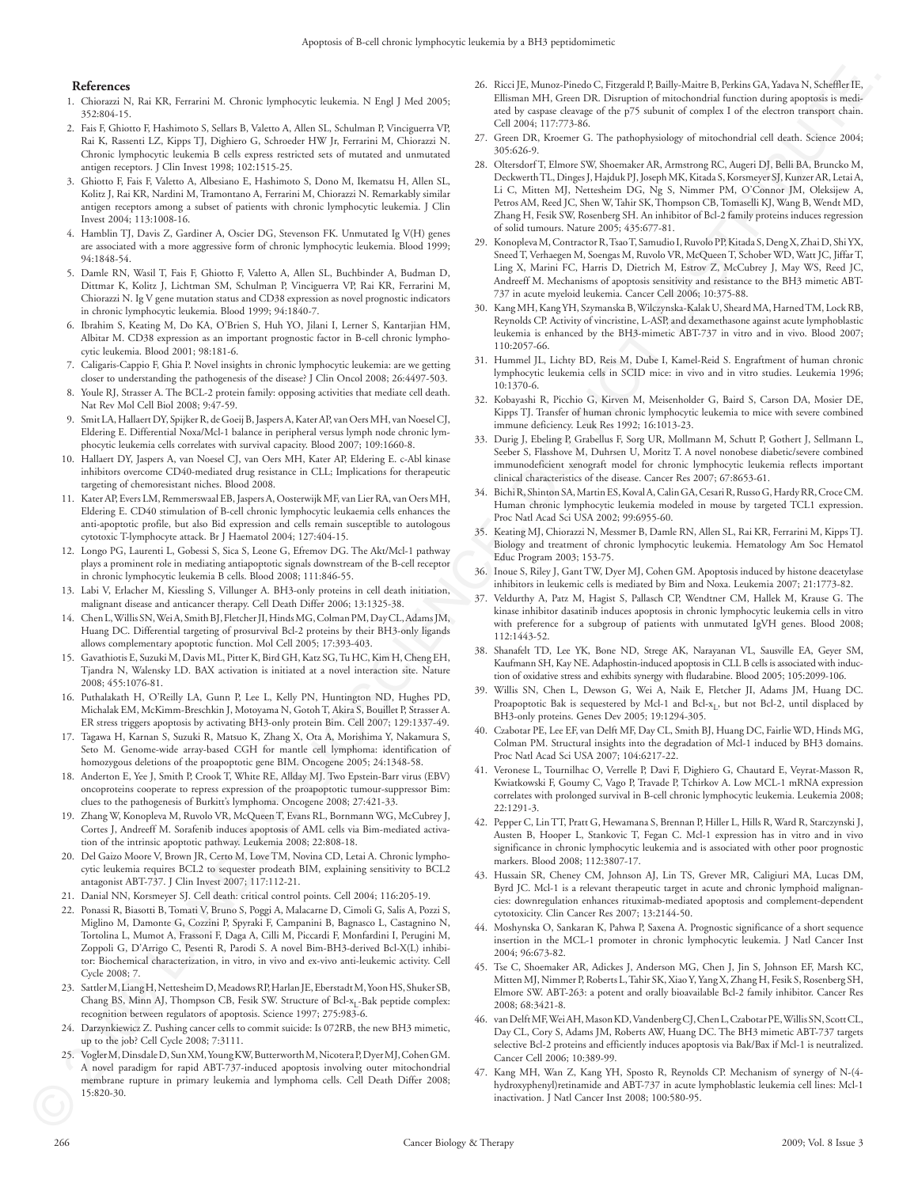## References

1. Chiorazzi N, Rai KR, Ferrarini M. Chronic lymphocytic leukemia. N Engl J Med 2005; 352:804-15.
2. Fais F, Ghiotto F, Hashimoto S, Sellars B, Valetto A, Allen SL, Schulman P, Vinciguerra VP, Rai K, Rassenti LZ, Kipps TJ, Dighiero G, Schroeder HW Jr, Ferrarini M, Chiorazzi N. Chronic lymphocytic leukemia B cells express restricted sets of mutated and unmutated antigen receptors. J Clin Invest 1998; 102:1515-25.
3. Ghiotto F, Fais F, Valetto A, Albesiano E, Hashimoto S, Dono M, Ikematsu H, Allen SL, Kolitz J, Rai KR, Nardini M, Tramontano A, Ferrarini M, Chiorazzi N. Remarkably similar antigen receptors among a subset of patients with chronic lymphocytic leukemia. J Clin Invest 2004; 113:1008-16.
4. Hamblin TJ, Davis Z, Gardiner A, Oscier DG, Stevenson FK. Unmutated Ig V(H) genes are associated with a more aggressive form of chronic lymphocytic leukemia. Blood 1999; 94:1848-54.
5. Damle RN, Wasil T, Fais F, Ghiotto F, Valetto A, Allen SL, Buchbinder A, Budman D, Dittmar K, Kolitz J, Lichtman SM, Schulman P, Vinciguerra VP, Rai KR, Ferrarini M, Chiorazzi N. Ig V gene mutation status and CD38 expression as novel prognostic indicators in chronic lymphocytic leukemia. Blood 1999; 94:1840-7.
6. Ibrahim S, Keating M, Do KA, O'Brien S, Huh YO, Jilani I, Lerner S, Kantarjian HM, Albitar M. CD38 expression as an important prognostic factor in B-cell chronic lymphocytic leukemia. Blood 2001; 98:181-6.
7. Caligaris-Cappio F, Ghia P. Novel insights in chronic lymphocytic leukemia: are we getting closer to understanding the pathogenesis of the disease? J Clin Oncol 2008; 26:4497-503.
8. Youle RJ, Strasser A. The BCL-2 protein family: opposing activities that mediate cell death. Nat Rev Mol Cell Biol 2008; 9:47-59.
9. Smit LA, Hallaert DY, Spijker R, de Goeij B, Jaspers A, Kater AP, van Oers MH, van Noesel CJ, Eldering E. Differential Noxa/Mcl-1 balance in peripheral versus lymph node chronic lymphocytic leukemia cells correlates with survival capacity. Blood 2007; 109:1660-8.
10. Hallaert DY, Jaspers A, van Noesel CJ, van Oers MH, Kater AP, Eldering E. c-Abl kinase inhibitors overcome CD40-mediated drug resistance in CLL; Implications for therapeutic targeting of chemoresistant niches. Blood 2008.
11. Kater AP, Evers LM, Remmerswaal EB, Jaspers A, Oosterwijk MF, van Lier RA, van Oers MH, Eldering E. CD40 stimulation of B-cell chronic lymphocytic leukaemia cells enhances the anti-apoptotic profile, but also Bid expression and cells remain susceptible to autologous cytotoxic T-lymphocyte attack. Br J Haematol 2004; 127:404-15.
12. Longo PG, Laurenti L, Gobessi S, Sica S, Leone G, Efremov DG. The Akt/Mcl-1 pathway plays a prominent role in mediating antiapoptotic signals downstream of the B-cell receptor in chronic lymphocytic leukemia B cells. Blood 2008; 111:846-55.
13. Labi V, Erlacher M, Kiessling S, Villunger A. BH3-only proteins in cell death initiation, malignant disease and anticancer therapy. Cell Death Differ 2006; 13:1325-38.
14. Chen L, Willis SN, Wei A, Smith BJ, Fletcher JI, Hinds MG, Colman PM, Day CL, Adams JM, Huang DC. Differential targeting of prosurvival Bcl-2 proteins by their BH3-only ligands allows complementary apoptotic function. Mol Cell 2005; 17:393-403.
15. Gavathiotis E, Suzuki M, Davis ML, Pitter K, Bird GH, Katz SG, Tu HC, Kim H, Cheng EH, Tjandra N, Walensky LD. BAX activation is initiated at a novel interaction site. Nature 2008; 455:1076-81.
16. Puthalakath H, O'Reilly LA, Gunn P, Lee L, Kelly PN, Huntington ND, Hughes PD, Michalak EM, McKimm-Breschkin J, Motoyama N, Gotoh T, Akira S, Bouillet P, Strasser A. ER stress triggers apoptosis by activating BH3-only protein Bim. Cell 2007; 129:1337-49.
17. Tagawa H, Karnan S, Suzuki R, Matsuo K, Zhang X, Ota A, Morishima Y, Nakamura S, Seto M. Genome-wide array-based CGH for mantle cell lymphoma: identification of homozygous deletions of the proapoptotic gene BIM. Oncogene 2005; 24:1348-58.
18. Anderton E, Yee J, Smith P, Crook T, White RE, Allday MJ. Two Epstein-Barr virus (EBV) oncoproteins cooperate to repress expression of the proapoptotic tumour-suppressor Bim: clues to the pathogenesis of Burkitt's lymphoma. Oncogene 2008; 27:421-33.
19. Zhang W, Konopleva M, Ruvolo VR, McQueen T, Evans RL, Bornmann WG, McCubrey J, Cortes J, Andreeff M. Sorafenib induces apoptosis of AML cells via Bim-mediated activation of the intrinsic apoptotic pathway. Leukemia 2008; 22:808-18.
20. Del Gaizo Moore V, Brown JR, Certo M, Love TM, Novina CD, Letai A. Chronic lymphocytic leukemia requires BCL2 to sequester prodeath BIM, explaining sensitivity to BCL2 antagonist ABT-737. J Clin Invest 2007; 117:112-21.
21. Danial NN, Korsmeyer SJ. Cell death: critical control points. Cell 2004; 116:205-19.
22. Ponassi R, Biasotti B, Tomati V, Bruno S, Poggi A, Malacarne D, Cimoli G, Salis A, Pozzi S, Miglino M, Damonte G, Cozzini P, Spyraki F, Campanini B, Bagnasco L, Castagnino N, Tortolina L, Mumot A, Frassoni F, Daga A, Cilli M, Piccardi F, Monfardini I, Perugini M, Zoppoli G, D'Arrigo C, Pesenti R, Parodi S. A novel Bim-BH3-derived Bcl-X(L) inhibitor: Biochemical characterization, in vitro, in vivo and ex-vivo anti-leukemic activity. Cell Cycle 2008; 7.
23. Sattler M, Liang H, Nettesheim D, Meadows RP, Harlan JE, Eberstadt M, Yoon HS, Shuker SB, Chang BS, Minn AJ, Thompson CB, Fesik SW. Structure of Bcl-$x_L$-Bak peptide complex: recognition between regulators of apoptosis. Science 1997; 275:983-6.
24. Darzynkiewicz Z. Pushing cancer cells to commit suicide: Is 072RB, the new BH3 mimetic, up to the job? Cell Cycle 2008; 7:3111.
25. Vogler M, Dinsdale D, Sun XM, Young KW, Butterworth M, Nicotera P, Dyer MJ, Cohen GM. A novel paradigm for rapid ABT-737-induced apoptosis involving outer mitochondrial membrane rupture in primary leukemia and lymphoma cells. Cell Death Differ 2008; 15:820-30.
26. Ricci JE, Munoz-Pinedo C, Fitzgerald P, Bailly-Maitre B, Perkins GA, Yadava N, Scheffler IE, Ellisman MH, Green DR. Disruption of mitochondrial function during apoptosis is mediated by caspase cleavage of the p75 subunit of complex I of the electron transport chain. Cell 2004; 117:773-86.
27. Green DR, Kroemer G. The pathophysiology of mitochondrial cell death. Science 2004; 305:626-9.
28. Oltersdorf T, Elmore SW, Shoemaker AR, Armstrong RC, Augeri DJ, Belli BA, Bruncko M, Deckwerth TL, Dinges J, Hajduk PJ, Joseph MK, Kitada S, Korsmeyer SJ, Kunzer AR, Letai A, Li C, Mitten MJ, Nettesheim DG, Ng S, Nimmer PM, O'Connor JM, Oleksijew A, Petros AM, Reed JC, Shen W, Tahir SK, Thompson CB, Tomaselli KJ, Wang B, Wendt MD, Zhang H, Fesik SW, Rosenberg SH. An inhibitor of Bcl-2 family proteins induces regression of solid tumours. Nature 2005; 435:677-81.
29. Konopleva M, Contractor R, Tsao T, Samudio I, Ruvolo PP, Kitada S, Deng X, Zhai D, Shi YX, Sneed T, Verhaegen M, Soengas M, Ruvolo VR, McQueen T, Schober WD, Watt JC, Jiffar T, Ling X, Marini FC, Harris D, Dietrich M, Estrov Z, McCubrey J, May WS, Reed JC, Andreeff M. Mechanisms of apoptosis sensitivity and resistance to the BH3 mimetic ABT-737 in acute myeloid leukemia. Cancer Cell 2006; 10:375-88.
30. Kang MH, Kang YH, Szymanska B, Wilczynska-Kalak U, Sheard MA, Harned TM, Lock RB, Reynolds CP. Activity of vincristine, L-ASP, and dexamethasone against acute lymphoblastic leukemia is enhanced by the BH3-mimetic ABT-737 in vitro and in vivo. Blood 2007; 110:2057-66.
31. Hummel JL, Lichty BD, Reis M, Dube I, Kamel-Reid S. Engraftment of human chronic lymphocytic leukemia cells in SCID mice: in vivo and in vitro studies. Leukemia 1996; 10:1370-6.
32. Kobayashi R, Picchio G, Kirven M, Meisenholder G, Baird S, Carson DA, Mosier DE, Kipps TJ. Transfer of human chronic lymphocytic leukemia to mice with severe combined immune deficiency. Leuk Res 1992; 16:1013-23.
33. Durig J, Ebeling P, Grabellus F, Sorg UR, Mollmann M, Schutt P, Gothert J, Sellmann L, Seeber S, Flasshove M, Duhrsen U, Moritz T. A novel nonobese diabetic/severe combined immunodeficient xenograft model for chronic lymphocytic leukemia reflects important clinical characteristics of the disease. Cancer Res 2007; 67:8653-61.
34. Bichi R, Shinton SA, Martin ES, Koval A, Calin GA, Cesari R, Russo G, Hardy RR, Croce CM. Human chronic lymphocytic leukemia modeled in mouse by targeted TCL1 expression. Proc Natl Acad Sci USA 2002; 99:6955-60.
35. Keating MJ, Chiorazzi N, Messmer B, Damle RN, Allen SL, Rai KR, Ferrarini M, Kipps TJ. Biology and treatment of chronic lymphocytic leukemia. Hematology Am Soc Hematol Educ Program 2003; 153-75.
36. Inoue S, Riley J, Gant TW, Dyer MJ, Cohen GM. Apoptosis induced by histone deacetylase inhibitors in leukemic cells is mediated by Bim and Noxa. Leukemia 2007; 21:1773-82.
37. Veldurthy A, Patz M, Hagist S, Pallasch CP, Wendtner CM, Hallek M, Krause G. The kinase inhibitor dasatinib induces apoptosis in chronic lymphocytic leukemia cells in vitro with preference for a subgroup of patients with unmutated IgVH genes. Blood 2008; 112:1443-52.
38. Shanafelt TD, Lee YK, Bone ND, Strege AK, Narayanan VL, Sausville EA, Geyer SM, Kaufmann SH, Kay NE. Adaphostin-induced apoptosis in CLL B cells is associated with induction of oxidative stress and exhibits synergy with fludarabine. Blood 2005; 105:2099-106.
39. Willis SN, Chen L, Dewson G, Wei A, Naik E, Fletcher JI, Adams JM, Huang DC. Proapoptotic Bak is sequestered by Mcl-1 and Bcl-$x_L$, but not Bcl-2, until displaced by BH3-only proteins. Genes Dev 2005; 19:1294-305.
40. Czabotar PE, Lee EF, van Delft MF, Day CL, Smith BJ, Huang DC, Fairlie WD, Hinds MG, Colman PM. Structural insights into the degradation of Mcl-1 induced by BH3 domains. Proc Natl Acad Sci USA 2007; 104:6217-22.
41. Veronese L, Tournilhac O, Verrelle P, Davi F, Dighiero G, Chautard E, Veyrat-Masson R, Kwiatkowski F, Goumy C, Vago P, Travade P, Tchirkov A. Low MCL-1 mRNA expression correlates with prolonged survival in B-cell chronic lymphocytic leukemia. Leukemia 2008; 22:1291-3.
42. Pepper C, Lin TT, Pratt G, Hewamana S, Brennan P, Hiller L, Hills R, Ward R, Starczynski J, Austen B, Hooper L, Stankovic T, Fegan C. Mcl-1 expression has in vitro and in vivo significance in chronic lymphocytic leukemia and is associated with other poor prognostic markers. Blood 2008; 112:3807-17.
43. Hussain SR, Cheney CM, Johnson AJ, Lin TS, Grever MR, Caligiuri MA, Lucas DM, Byrd JC. Mcl-1 is a relevant therapeutic target in acute and chronic lymphoid malignancies: downregulation enhances rituximab-mediated apoptosis and complement-dependent cytotoxicity. Clin Cancer Res 2007; 13:2144-50.
44. Moshynska O, Sankaran K, Pahwa P, Saxena A. Prognostic significance of a short sequence insertion in the MCL-1 promoter in chronic lymphocytic leukemia. J Natl Cancer Inst 2004; 96:673-82.
45. Tse C, Shoemaker AR, Adickes J, Anderson MG, Chen J, Jin S, Johnson EF, Marsh KC, Mitten MJ, Nimmer P, Roberts L, Tahir SK, Xiao Y, Yang X, Zhang H, Fesik S, Rosenberg SH, Elmore SW. ABT-263: a potent and orally bioavailable Bcl-2 family inhibitor. Cancer Res 2008; 68:3421-8.
46. van Delft MF, Wei AH, Mason KD, Vandenberg CJ, Chen L, Czabotar PE, Willis SN, Scott CL, Day CL, Cory S, Adams JM, Roberts AW, Huang DC. The BH3 mimetic ABT-737 targets selective Bcl-2 proteins and efficiently induces apoptosis via Bak/Bax if Mcl-1 is neutralized. Cancer Cell 2006; 10:389-99.
47. Kang MH, Wan Z, Kang YH, Sposto R, Reynolds CP. Mechanism of synergy of N-(4-hydroxyphenyl)retinamide and ABT-737 in acute lymphoblastic leukemia cell lines: Mcl-1 inactivation. J Natl Cancer Inst 2008; 100:580-95.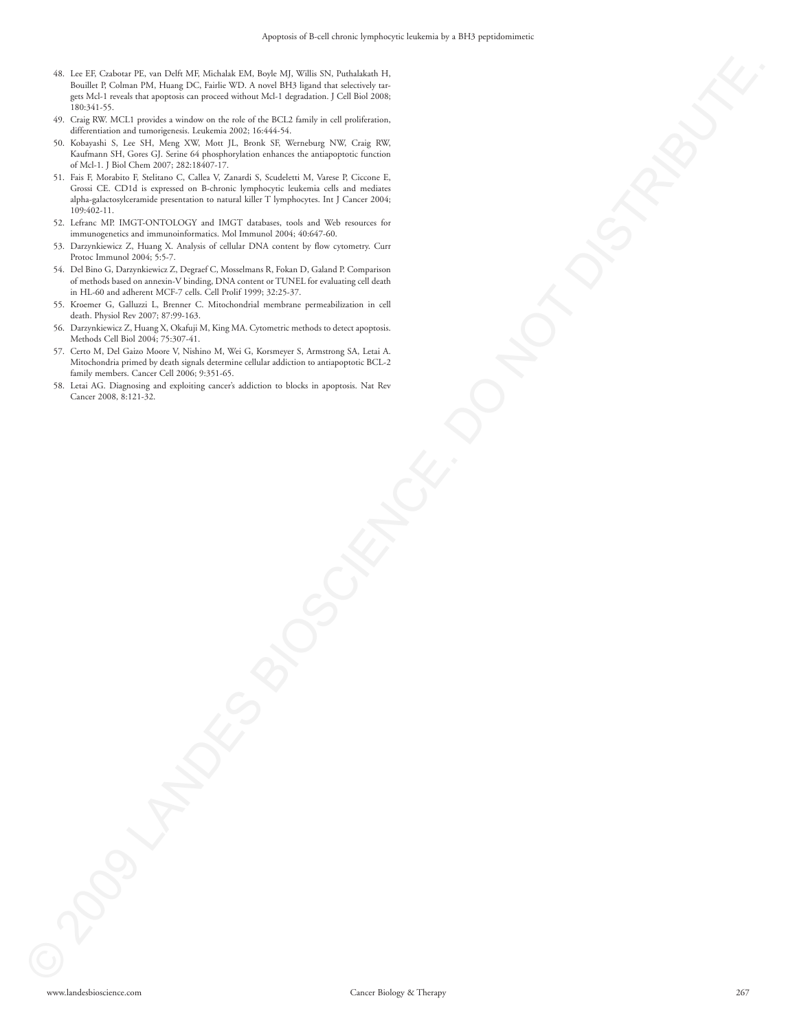48. Lee EF, Czabotar PE, van Delft MF, Michalak EM, Boyle MJ, Willis SN, Puthalakath H, Bouillet P, Colman PM, Huang DC, Fairlie WD. A novel BH3 ligand that selectively targets Mcl-1 reveals that apoptosis can proceed without Mcl-1 degradation. J Cell Biol 2008; 180:341-55.
49. Craig RW. MCL1 provides a window on the role of the BCL2 family in cell proliferation, differentiation and tumorigenesis. Leukemia 2002; 16:444-54.
50. Kobayashi S, Lee SH, Meng XW, Mott JL, Bronk SF, Werneburg NW, Craig RW, Kaufmann SH, Gores GJ. Serine 64 phosphorylation enhances the antiapoptotic function of Mcl-1. J Biol Chem 2007; 282:18407-17.
51. Fais F, Morabito F, Stelitano C, Callea V, Zanardi S, Scudeletti M, Varese P, Ciccone E, Grossi CE. CD1d is expressed on B-chronic lymphocytic leukemia cells and mediates alpha-galactosylceramide presentation to natural killer T lymphocytes. Int J Cancer 2004; 109:402-11.
52. Lefranc MP. IMGT-ONTOLOGY and IMGT databases, tools and Web resources for immunogenetics and immunoinformatics. Mol Immunol 2004; 40:647-60.
53. Darzynkiewicz Z, Huang X. Analysis of cellular DNA content by flow cytometry. Curr Protoc Immunol 2004; 5:5-7.
54. Del Bino G, Darzynkiewicz Z, Degraef C, Mosselmans R, Fokan D, Galand P. Comparison of methods based on annexin-V binding, DNA content or TUNEL for evaluating cell death in HL-60 and adherent MCF-7 cells. Cell Prolif 1999; 32:25-37.
55. Kroemer G, Galluzzi L, Brenner C. Mitochondrial membrane permeabilization in cell death. Physiol Rev 2007; 87:99-163.
56. Darzynkiewicz Z, Huang X, Okafuji M, King MA. Cytometric methods to detect apoptosis. Methods Cell Biol 2004; 75:307-41.
57. Certo M, Del Gaizo Moore V, Nishino M, Wei G, Korsmeyer S, Armstrong SA, Letai A. Mitochondria primed by death signals determine cellular addiction to antiapoptotic BCL-2 family members. Cancer Cell 2006; 9:351-65.
58. Letai AG. Diagnosing and exploiting cancer's addiction to blocks in apoptosis. Nat Rev Cancer 2008, 8:121-32.